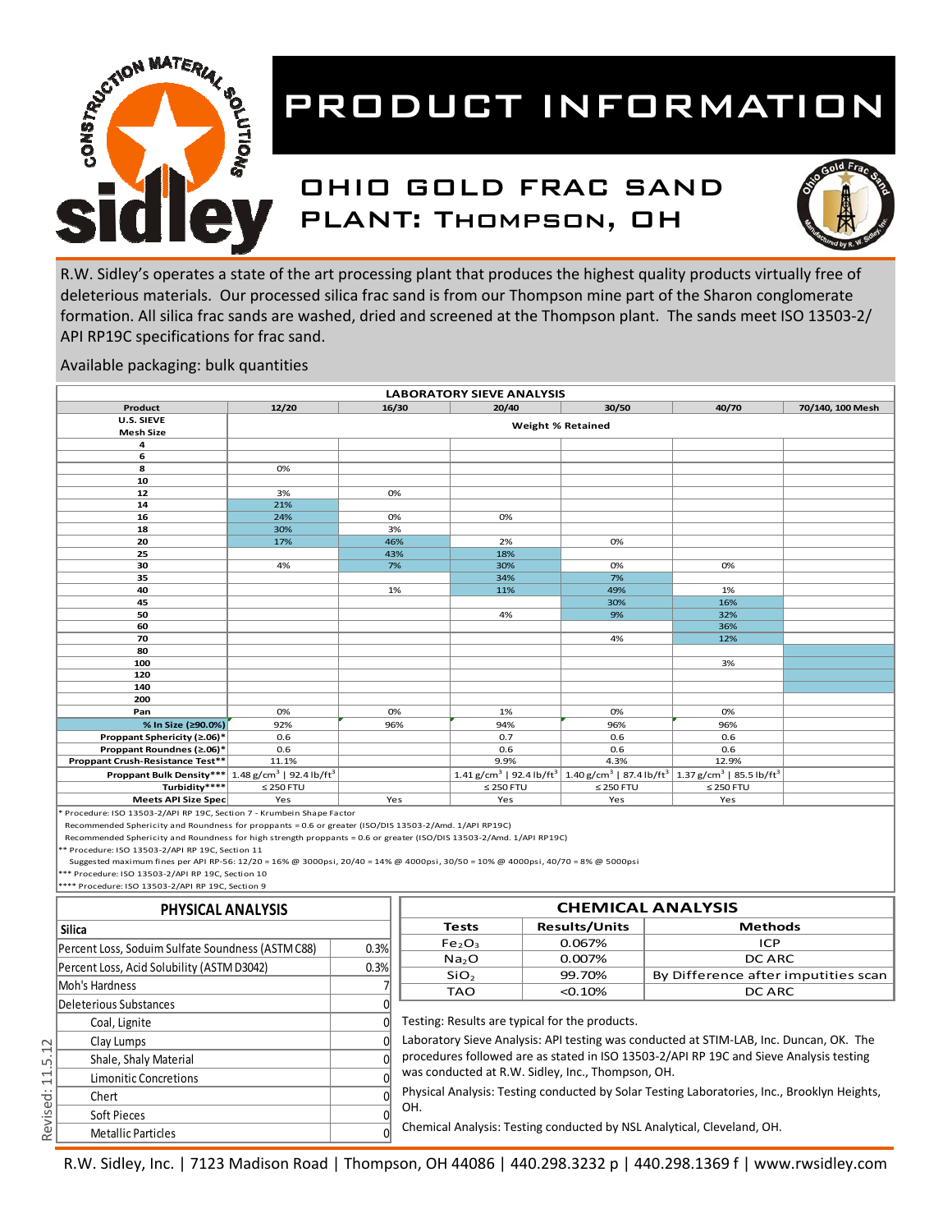# PRODUCT INFORMATION

## OHIO GOLD FRAC SAND
## PLANT: THOMPSON, OH

R.W. Sidley's operates a state of the art processing plant that produces the highest quality products virtually free of deleterious materials. Our processed silica frac sand is from our Thompson mine part of the Sharon conglomerate formation. All silica frac sands are washed, dried and screened at the Thompson plant. The sands meet ISO 13503-2/ API RP19C specifications for frac sand.

Available packaging: bulk quantities

**LABORATORY SIEVE ANALYSIS**

| Product | 12/20 | 16/30 | 20/40 | 30/50 | 40/70 | 70/140, 100 Mesh |
|---|---|---|---|---|---|---|
| U.S. SIEVE Mesh Size | Weight % Retained | | | | | |
| 4 | | | | | | |
| 6 | | | | | | |
| 8 | 0% | | | | | |
| 10 | | | | | | |
| 12 | 3% | 0% | | | | |
| 14 | 21% | | | | | |
| 16 | 24% | 0% | 0% | | | |
| 18 | 30% | 3% | | | | |
| 20 | 17% | 46% | 2% | 0% | | |
| 25 | | 43% | 18% | | | |
| 30 | 4% | 7% | 30% | 0% | 0% | |
| 35 | | | 34% | 7% | | |
| 40 | | 1% | 11% | 49% | 1% | |
| 45 | | | | 30% | 16% | |
| 50 | | | 4% | 9% | 32% | |
| 60 | | | | | 36% | |
| 70 | | | | 4% | 12% | |
| 80 | | | | | | |
| 100 | | | | | 3% | |
| 120 | | | | | | |
| 140 | | | | | | |
| 200 | | | | | | |
| Pan | 0% | 0% | 1% | 0% | 0% | |
| % In Size (≥90.0%) | 92% | 96% | 94% | 96% | 96% | |
| Proppant Sphericity (≥.06)* | 0.6 | | 0.7 | 0.6 | 0.6 | |
| Proppant Roundnes (≥.06)* | 0.6 | | 0.6 | 0.6 | 0.6 | |
| Proppant Crush-Resistance Test** | 11.1% | | 9.9% | 4.3% | 12.9% | |
| Proppant Bulk Density*** | 1.48 g/cm$^3$ \| 92.4 lb/ft$^3$ | | 1.41 g/cm$^3$ \| 92.4 lb/ft$^3$ | 1.40 g/cm$^3$ \| 87.4 lb/ft$^3$ | 1.37 g/cm$^3$ \| 85.5 lb/ft$^3$ | |
| Turbidity**** | ≤ 250 FTU | | ≤ 250 FTU | ≤ 250 FTU | ≤ 250 FTU | |
| Meets API Size Spec | Yes | Yes | Yes | Yes | Yes | |

\* Procedure: ISO 13503-2/API RP 19C, Section 7 - Krumbein Shape Factor
Recommended Sphericity and Roundness for proppants = 0.6 or greater (ISO/DIS 13503-2/Amd. 1/API RP19C)
Recommended Sphericity and Roundness for high strength proppants = 0.6 or greater (ISO/DIS 13503-2/Amd. 1/API RP19C)
** Procedure: ISO 13503-2/API RP 19C, Section 11
Suggested maximum fines per API RP-56: 12/20 = 16% @ 3000psi, 20/40 = 14% @ 4000psi, 30/50 = 10% @ 4000psi, 40/70 = 8% @ 5000psi
*** Procedure: ISO 13503-2/API RP 19C, Section 10
**** Procedure: ISO 13503-2/API RP 19C, Section 9

**PHYSICAL ANALYSIS**

| Silica | |
|---|---|
| Percent Loss, Soduim Sulfate Soundness (ASTM C88) | 0.3% |
| Percent Loss, Acid Solubility (ASTM D3042) | 0.3% |
| Moh's Hardness | 7 |
| Deleterious Substances | 0 |
| Coal, Lignite | 0 |
| Clay Lumps | 0 |
| Shale, Shaly Material | 0 |
| Limonitic Concretions | 0 |
| Chert | 0 |
| Soft Pieces | 0 |
| Metallic Particles | 0 |

**CHEMICAL ANALYSIS**

| Tests | Results/Units | Methods |
|---|---|---|
| $Fe_2O_3$ | 0.067% | ICP |
| $Na_2O$ | 0.007% | DC ARC |
| $SiO_2$ | 99.70% | By Difference after imputities scan |
| TAO | <0.10% | DC ARC |

Testing: Results are typical for the products.

Laboratory Sieve Analysis: API testing was conducted at STIM-LAB, Inc. Duncan, OK. The procedures followed are as stated in ISO 13503-2/API RP 19C and Sieve Analysis testing was conducted at R.W. Sidley, Inc., Thompson, OH.

Physical Analysis: Testing conducted by Solar Testing Laboratories, Inc., Brooklyn Heights, OH.

Chemical Analysis: Testing conducted by NSL Analytical, Cleveland, OH.

Revised: 11.5.12

R.W. Sidley, Inc. | 7123 Madison Road | Thompson, OH 44086 | 440.298.3232 p | 440.298.1369 f | www.rwsidley.com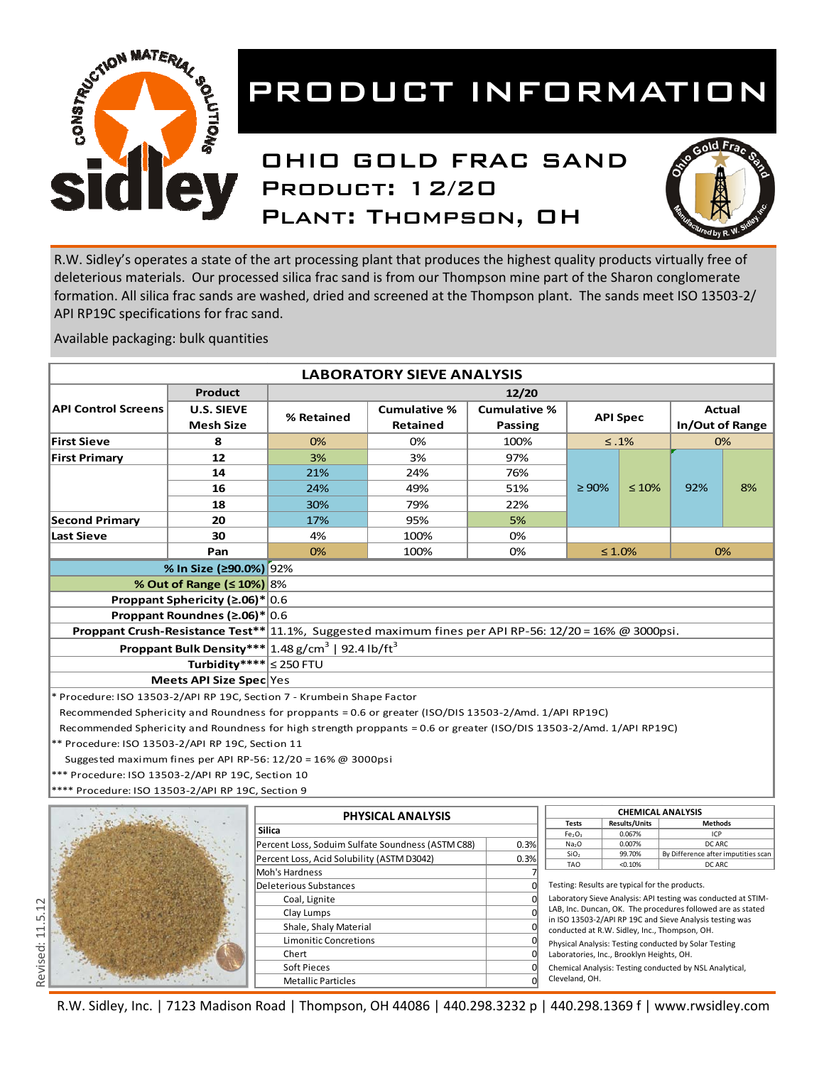# PRODUCT INFORMATION

## OHIO GOLD FRAC SAND
## Product: 12/20
## Plant: Thompson, OH

R.W. Sidley's operates a state of the art processing plant that produces the highest quality products virtually free of deleterious materials. Our processed silica frac sand is from our Thompson mine part of the Sharon conglomerate formation. All silica frac sands are washed, dried and screened at the Thompson plant. The sands meet ISO 13503-2/ API RP19C specifications for frac sand.

Available packaging: bulk quantities

### LABORATORY SIEVE ANALYSIS

| API Control Screens | Product U.S. SIEVE Mesh Size | % Retained | Cumulative % Retained | Cumulative % Passing | API Spec | | Actual In/Out of Range | |
|---|---|---|---|---|---|---|---|---|
| First Sieve | 8 | 0% | 0% | 100% | ≤ .1% | | 0% | |
| First Primary | 12 | 3% | 3% | 97% | ≥ 90% | ≤ 10% | 92% | 8% |
| | 14 | 21% | 24% | 76% | | | | |
| | 16 | 24% | 49% | 51% | | | | |
| | 18 | 30% | 79% | 22% | | | | |
| Second Primary | 20 | 17% | 95% | 5% | | | | |
| Last Sieve | 30 | 4% | 100% | 0% | | | | |
| | Pan | 0% | 100% | 0% | ≤ 1.0% | | 0% | |

| Property | Result |
|---|---|
| % In Size (≥90.0%) | 92% |
| % Out of Range (≤ 10%) | 8% |
| Proppant Sphericity (≥.06)* | 0.6 |
| Proppant Roundnes (≥.06)* | 0.6 |
| Proppant Crush-Resistance Test** | 11.1%, Suggested maximum fines per API RP-56: 12/20 = 16% @ 3000psi. |
| Proppant Bulk Density*** | 1.48 g/cm$^3$ \| 92.4 lb/ft$^3$ |
| Turbidity**** | ≤ 250 FTU |
| Meets API Size Spec | Yes |

\* Procedure: ISO 13503-2/API RP 19C, Section 7 - Krumbein Shape Factor
Recommended Sphericity and Roundness for proppants = 0.6 or greater (ISO/DIS 13503-2/Amd. 1/API RP19C)
Recommended Sphericity and Roundness for high strength proppants = 0.6 or greater (ISO/DIS 13503-2/Amd. 1/API RP19C)
\*\* Procedure: ISO 13503-2/API RP 19C, Section 11
Suggested maximum fines per API RP-56: 12/20 = 16% @ 3000psi
\*\*\* Procedure: ISO 13503-2/API RP 19C, Section 10
\*\*\*\* Procedure: ISO 13503-2/API RP 19C, Section 9

### PHYSICAL ANALYSIS

| Silica | |
|---|---|
| Percent Loss, Soduim Sulfate Soundness (ASTM C88) | 0.3% |
| Percent Loss, Acid Solubility (ASTM D3042) | 0.3% |
| Moh's Hardness | 7 |
| Deleterious Substances | 0 |
| Coal, Lignite | 0 |
| Clay Lumps | 0 |
| Shale, Shaly Material | 0 |
| Limonitic Concretions | 0 |
| Chert | 0 |
| Soft Pieces | 0 |
| Metallic Particles | 0 |

### CHEMICAL ANALYSIS

| Tests | Results/Units | Methods |
|---|---|---|
| $Fe_2O_3$ | 0.067% | ICP |
| $Na_2O$ | 0.007% | DC ARC |
| $SiO_2$ | 99.70% | By Difference after imputities scan |
| TAO | <0.10% | DC ARC |

Testing: Results are typical for the products.

Laboratory Sieve Analysis: API testing was conducted at STIM-LAB, Inc. Duncan, OK. The procedures followed are as stated in ISO 13503-2/API RP 19C and Sieve Analysis testing was conducted at R.W. Sidley, Inc., Thompson, OH.

Physical Analysis: Testing conducted by Solar Testing Laboratories, Inc., Brooklyn Heights, OH.

Chemical Analysis: Testing conducted by NSL Analytical, Cleveland, OH.

Revised: 11.5.12

R.W. Sidley, Inc. | 7123 Madison Road | Thompson, OH 44086 | 440.298.3232 p | 440.298.1369 f | www.rwsidley.com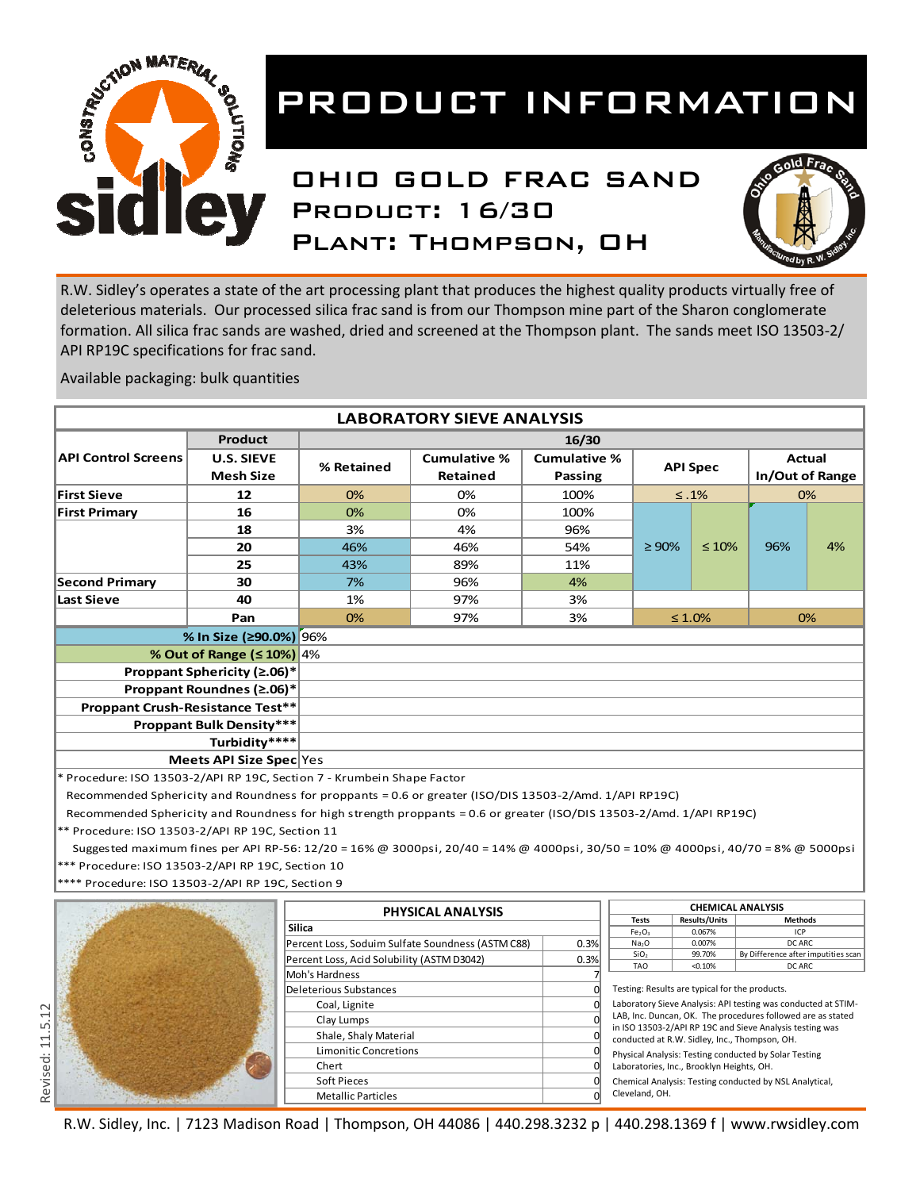# PRODUCT INFORMATION

## OHIO GOLD FRAC SAND

### Product: 16/30

### Plant: Thompson, OH

R.W. Sidley's operates a state of the art processing plant that produces the highest quality products virtually free of deleterious materials. Our processed silica frac sand is from our Thompson mine part of the Sharon conglomerate formation. All silica frac sands are washed, dried and screened at the Thompson plant. The sands meet ISO 13503-2/ API RP19C specifications for frac sand.

Available packaging: bulk quantities

| LABORATORY SIEVE ANALYSIS | | | | | | | | |
|---|---|---|---|---|---|---|---|---|
| | Product | 16/30 | | | | | | |
| API Control Screens | U.S. SIEVE Mesh Size | % Retained | Cumulative % Retained | Cumulative % Passing | API Spec | | Actual In/Out of Range | |
| First Sieve | 12 | 0% | 0% | 100% | ≤ .1% | | 0% | |
| First Primary | 16 | 0% | 0% | 100% | ≥ 90% | ≤ 10% | 96% | 4% |
| | 18 | 3% | 4% | 96% | | | | |
| | 20 | 46% | 46% | 54% | | | | |
| | 25 | 43% | 89% | 11% | | | | |
| Second Primary | 30 | 7% | 96% | 4% | | | | |
| Last Sieve | 40 | 1% | 97% | 3% | | | | |
| | Pan | 0% | 97% | 3% | ≤ 1.0% | | 0% | |

| | |
|---|---|
| % In Size (≥90.0%) | 96% |
| % Out of Range (≤ 10%) | 4% |
| Proppant Sphericity (≥.06)* | |
| Proppant Roundnes (≥.06)* | |
| Proppant Crush-Resistance Test** | |
| Proppant Bulk Density*** | |
| Turbidity**** | |
| Meets API Size Spec | Yes |

\* Procedure: ISO 13503-2/API RP 19C, Section 7 - Krumbein Shape Factor
Recommended Sphericity and Roundness for proppants = 0.6 or greater (ISO/DIS 13503-2/Amd. 1/API RP19C)
Recommended Sphericity and Roundness for high strength proppants = 0.6 or greater (ISO/DIS 13503-2/Amd. 1/API RP19C)
** Procedure: ISO 13503-2/API RP 19C, Section 11
Suggested maximum fines per API RP-56: 12/20 = 16% @ 3000psi, 20/40 = 14% @ 4000psi, 30/50 = 10% @ 4000psi, 40/70 = 8% @ 5000psi
*** Procedure: ISO 13503-2/API RP 19C, Section 10
**** Procedure: ISO 13503-2/API RP 19C, Section 9

| PHYSICAL ANALYSIS | |
|---|---|
| Silica | |
| Percent Loss, Soduim Sulfate Soundness (ASTM C88) | 0.3% |
| Percent Loss, Acid Solubility (ASTM D3042) | 0.3% |
| Moh's Hardness | 7 |
| Deleterious Substances | 0 |
| Coal, Lignite | 0 |
| Clay Lumps | 0 |
| Shale, Shaly Material | 0 |
| Limonitic Concretions | 0 |
| Chert | 0 |
| Soft Pieces | 0 |
| Metallic Particles | 0 |

| CHEMICAL ANALYSIS | | |
|---|---|---|
| Tests | Results/Units | Methods |
| $Fe_2O_3$ | 0.067% | ICP |
| $Na_2O$ | 0.007% | DC ARC |
| $SiO_2$ | 99.70% | By Difference after imputities scan |
| TAO | <0.10% | DC ARC |

Testing: Results are typical for the products.

Laboratory Sieve Analysis: API testing was conducted at STIM-LAB, Inc. Duncan, OK. The procedures followed are as stated in ISO 13503-2/API RP 19C and Sieve Analysis testing was conducted at R.W. Sidley, Inc., Thompson, OH.

Physical Analysis: Testing conducted by Solar Testing Laboratories, Inc., Brooklyn Heights, OH.

Chemical Analysis: Testing conducted by NSL Analytical, Cleveland, OH.

Revised: 11.5.12

R.W. Sidley, Inc. | 7123 Madison Road | Thompson, OH 44086 | 440.298.3232 p | 440.298.1369 f | www.rwsidley.com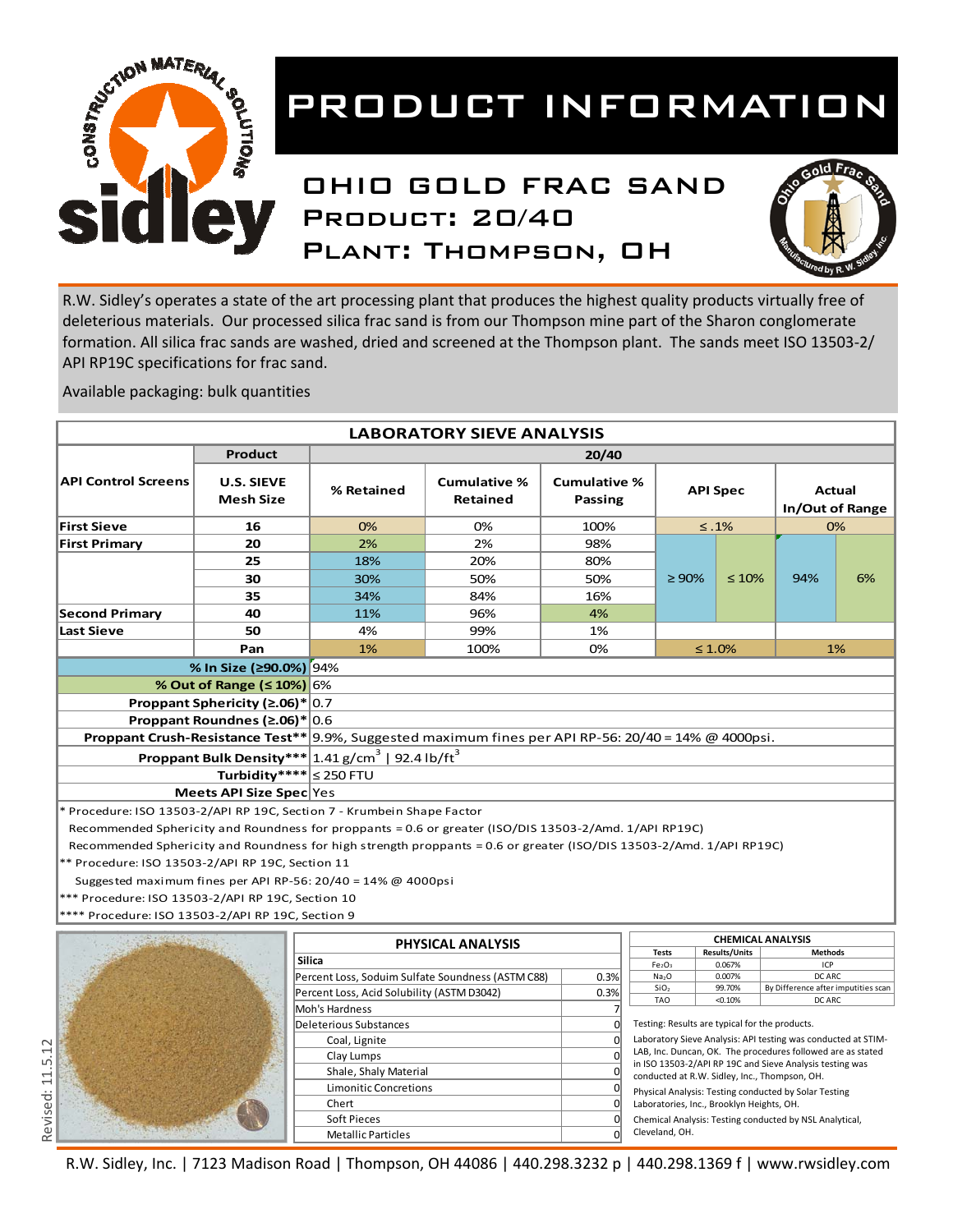# PRODUCT INFORMATION

## OHIO GOLD FRAC SAND
### Product: 20/40
### Plant: Thompson, OH

R.W. Sidley's operates a state of the art processing plant that produces the highest quality products virtually free of deleterious materials. Our processed silica frac sand is from our Thompson mine part of the Sharon conglomerate formation. All silica frac sands are washed, dried and screened at the Thompson plant. The sands meet ISO 13503-2/ API RP19C specifications for frac sand.

Available packaging: bulk quantities

**LABORATORY SIEVE ANALYSIS**

| API Control Screens | U.S. SIEVE Mesh Size | % Retained | Cumulative % Retained | Cumulative % Passing | API Spec | | Actual In/Out of Range | |
|---|---|---|---|---|---|---|---|---|
| Product | | 20/40 | | | | | | |
| First Sieve | 16 | 0% | 0% | 100% | ≤ .1% | | 0% | |
| First Primary | 20 | 2% | 2% | 98% | ≥ 90% | ≤ 10% | 94% | 6% |
| | 25 | 18% | 20% | 80% | | | | |
| | 30 | 30% | 50% | 50% | | | | |
| | 35 | 34% | 84% | 16% | | | | |
| Second Primary | 40 | 11% | 96% | 4% | | | | |
| Last Sieve | 50 | 4% | 99% | 1% | | | | |
| | Pan | 1% | 100% | 0% | ≤ 1.0% | | 1% | |

| | |
|---|---|
| % In Size (≥90.0%) | 94% |
| % Out of Range (≤ 10%) | 6% |
| Proppant Sphericity (≥.06)* | 0.7 |
| Proppant Roundnes (≥.06)* | 0.6 |
| Proppant Crush-Resistance Test** | 9.9%, Suggested maximum fines per API RP-56: 20/40 = 14% @ 4000psi. |
| Proppant Bulk Density*** | 1.41 g/cm$^3$ \| 92.4 lb/ft$^3$ |
| Turbidity**** | ≤ 250 FTU |
| Meets API Size Spec | Yes |

\* Procedure: ISO 13503-2/API RP 19C, Section 7 - Krumbein Shape Factor
Recommended Sphericity and Roundness for proppants = 0.6 or greater (ISO/DIS 13503-2/Amd. 1/API RP19C)
Recommended Sphericity and Roundness for high strength proppants = 0.6 or greater (ISO/DIS 13503-2/Amd. 1/API RP19C)
\*\* Procedure: ISO 13503-2/API RP 19C, Section 11
Suggested maximum fines per API RP-56: 20/40 = 14% @ 4000psi
\*\*\* Procedure: ISO 13503-2/API RP 19C, Section 10
\*\*\*\* Procedure: ISO 13503-2/API RP 19C, Section 9

**PHYSICAL ANALYSIS**

| Silica | |
|---|---|
| Percent Loss, Soduim Sulfate Soundness (ASTM C88) | 0.3% |
| Percent Loss, Acid Solubility (ASTM D3042) | 0.3% |
| Moh's Hardness | 7 |
| Deleterious Substances | 0 |
| Coal, Lignite | 0 |
| Clay Lumps | 0 |
| Shale, Shaly Material | 0 |
| Limonitic Concretions | 0 |
| Chert | 0 |
| Soft Pieces | 0 |
| Metallic Particles | 0 |

**CHEMICAL ANALYSIS**

| Tests | Results/Units | Methods |
|---|---|---|
| $Fe_2O_3$ | 0.067% | ICP |
| $Na_2O$ | 0.007% | DC ARC |
| $SiO_2$ | 99.70% | By Difference after imputities scan |
| TAO | <0.10% | DC ARC |

Testing: Results are typical for the products.

Laboratory Sieve Analysis: API testing was conducted at STIM-LAB, Inc. Duncan, OK. The procedures followed are as stated in ISO 13503-2/API RP 19C and Sieve Analysis testing was conducted at R.W. Sidley, Inc., Thompson, OH.

Physical Analysis: Testing conducted by Solar Testing Laboratories, Inc., Brooklyn Heights, OH.

Chemical Analysis: Testing conducted by NSL Analytical, Cleveland, OH.

Revised: 11.5.12

R.W. Sidley, Inc. | 7123 Madison Road | Thompson, OH 44086 | 440.298.3232 p | 440.298.1369 f | www.rwsidley.com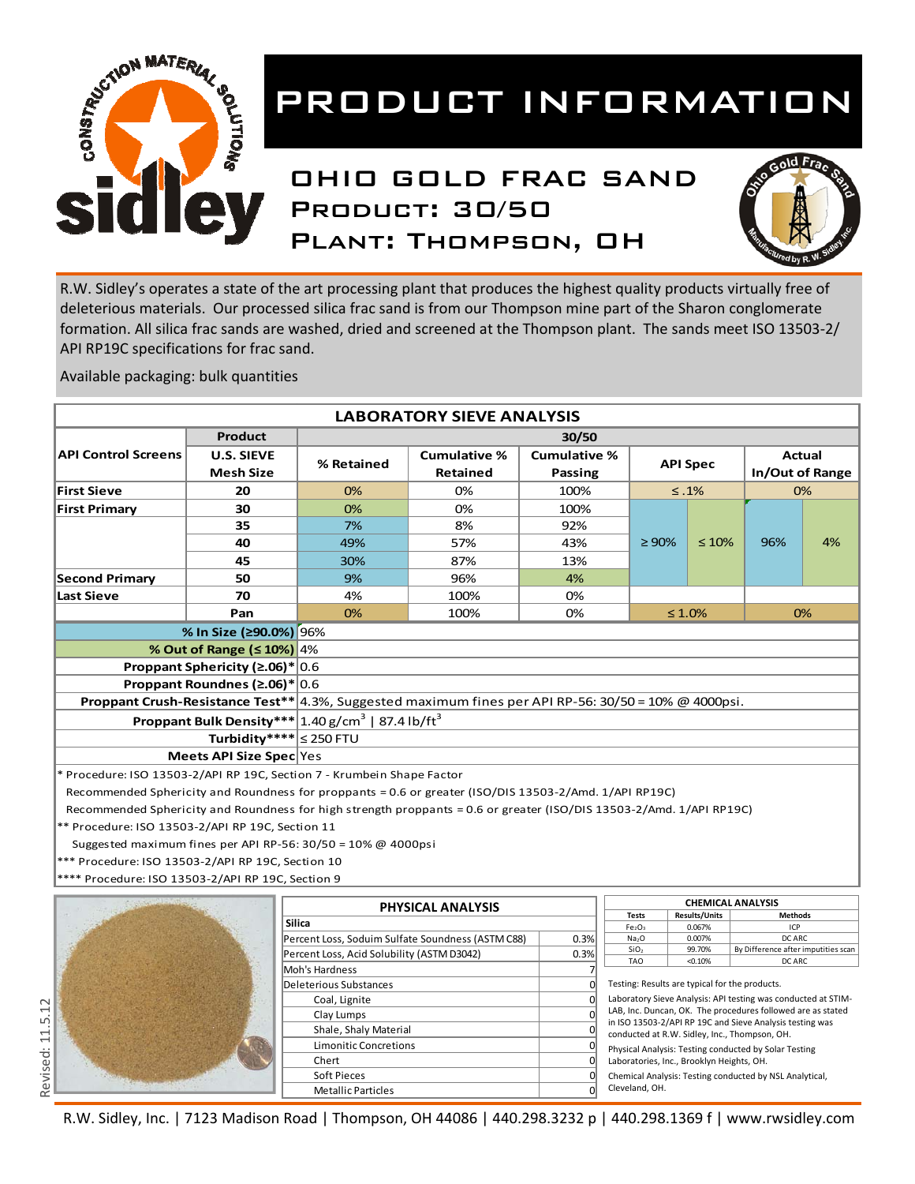# PRODUCT INFORMATION

## OHIO GOLD FRAC SAND
## Product: 30/50
## Plant: Thompson, OH

R.W. Sidley's operates a state of the art processing plant that produces the highest quality products virtually free of deleterious materials. Our processed silica frac sand is from our Thompson mine part of the Sharon conglomerate formation. All silica frac sands are washed, dried and screened at the Thompson plant. The sands meet ISO 13503-2/ API RP19C specifications for frac sand.

Available packaging: bulk quantities

### LABORATORY SIEVE ANALYSIS

| API Control Screens | Product U.S. SIEVE Mesh Size | % Retained | Cumulative % Retained | Cumulative % Passing | API Spec | | Actual In/Out of Range | |
|---|---|---|---|---|---|---|---|---|
| | | 30/50 | | | | | | |
| First Sieve | 20 | 0% | 0% | 100% | ≤ .1% | | 0% | |
| First Primary | 30 | 0% | 0% | 100% | ≥ 90% | ≤ 10% | 96% | 4% |
| | 35 | 7% | 8% | 92% | | | | |
| | 40 | 49% | 57% | 43% | | | | |
| | 45 | 30% | 87% | 13% | | | | |
| Second Primary | 50 | 9% | 96% | 4% | | | | |
| Last Sieve | 70 | 4% | 100% | 0% | | | | |
| | Pan | 0% | 100% | 0% | ≤ 1.0% | | 0% | |

| | |
|---|---|
| % In Size (≥90.0%) | 96% |
| % Out of Range (≤ 10%) | 4% |
| Proppant Sphericity (≥.06)* | 0.6 |
| Proppant Roundnes (≥.06)* | 0.6 |
| Proppant Crush-Resistance Test** | 4.3%, Suggested maximum fines per API RP-56: 30/50 = 10% @ 4000psi. |
| Proppant Bulk Density*** | 1.40 g/cm$^3$ \| 87.4 lb/ft$^3$ |
| Turbidity**** | ≤ 250 FTU |
| Meets API Size Spec | Yes |

\* Procedure: ISO 13503-2/API RP 19C, Section 7 - Krumbein Shape Factor
Recommended Sphericity and Roundness for proppants = 0.6 or greater (ISO/DIS 13503-2/Amd. 1/API RP19C)
Recommended Sphericity and Roundness for high strength proppants = 0.6 or greater (ISO/DIS 13503-2/Amd. 1/API RP19C)
\** Procedure: ISO 13503-2/API RP 19C, Section 11
Suggested maximum fines per API RP-56: 30/50 = 10% @ 4000psi
\*** Procedure: ISO 13503-2/API RP 19C, Section 10
\**** Procedure: ISO 13503-2/API RP 19C, Section 9

### PHYSICAL ANALYSIS

| Silica | |
|---|---|
| Percent Loss, Soduim Sulfate Soundness (ASTM C88) | 0.3% |
| Percent Loss, Acid Solubility (ASTM D3042) | 0.3% |
| Moh's Hardness | 7 |
| Deleterious Substances | 0 |
| Coal, Lignite | 0 |
| Clay Lumps | 0 |
| Shale, Shaly Material | 0 |
| Limonitic Concretions | 0 |
| Chert | 0 |
| Soft Pieces | 0 |
| Metallic Particles | 0 |

### CHEMICAL ANALYSIS

| Tests | Results/Units | Methods |
|---|---|---|
| $Fe_2O_3$ | 0.067% | ICP |
| $Na_2O$ | 0.007% | DC ARC |
| $SiO_2$ | 99.70% | By Difference after imputities scan |
| TAO | <0.10% | DC ARC |

Testing: Results are typical for the products.

Laboratory Sieve Analysis: API testing was conducted at STIM-LAB, Inc. Duncan, OK. The procedures followed are as stated in ISO 13503-2/API RP 19C and Sieve Analysis testing was conducted at R.W. Sidley, Inc., Thompson, OH.

Physical Analysis: Testing conducted by Solar Testing Laboratories, Inc., Brooklyn Heights, OH.

Chemical Analysis: Testing conducted by NSL Analytical, Cleveland, OH.

Revised: 11.5.12

R.W. Sidley, Inc. | 7123 Madison Road | Thompson, OH 44086 | 440.298.3232 p | 440.298.1369 f | www.rwsidley.com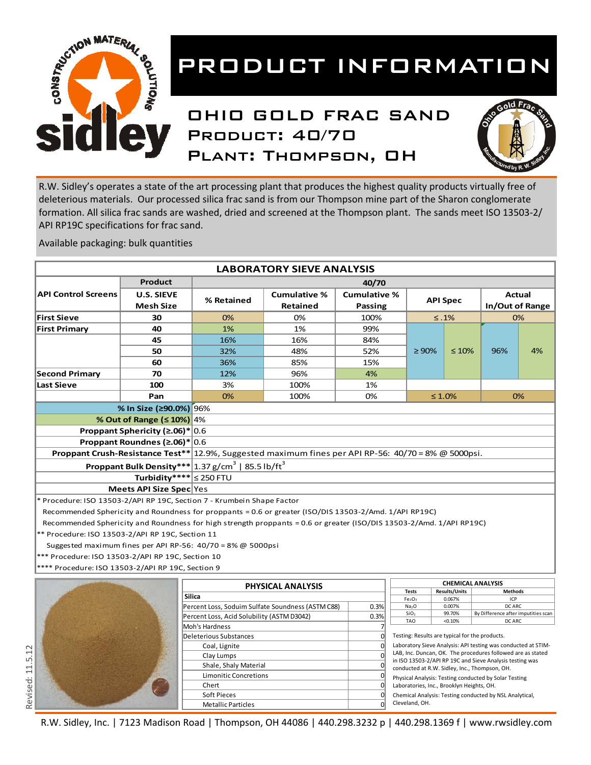# PRODUCT INFORMATION

## OHIO GOLD FRAC SAND

### Product: 40/70

### Plant: Thompson, OH

R.W. Sidley's operates a state of the art processing plant that produces the highest quality products virtually free of deleterious materials. Our processed silica frac sand is from our Thompson mine part of the Sharon conglomerate formation. All silica frac sands are washed, dried and screened at the Thompson plant. The sands meet ISO 13503-2/ API RP19C specifications for frac sand.

Available packaging: bulk quantities

**LABORATORY SIEVE ANALYSIS**

| API Control Screens | Product U.S. SIEVE Mesh Size | % Retained | Cumulative % Retained | Cumulative % Passing | API Spec | | Actual In/Out of Range | |
|---|---|---|---|---|---|---|---|---|
| First Sieve | 30 | 0% | 0% | 100% | ≤ .1% | | 0% | |
| First Primary | 40 | 1% | 1% | 99% | ≥ 90% | ≤ 10% | 96% | 4% |
| | 45 | 16% | 16% | 84% | | | | |
| | 50 | 32% | 48% | 52% | | | | |
| | 60 | 36% | 85% | 15% | | | | |
| Second Primary | 70 | 12% | 96% | 4% | | | | |
| Last Sieve | 100 | 3% | 100% | 1% | | | | |
| | Pan | 0% | 100% | 0% | ≤ 1.0% | | 0% | |

| | |
|---|---|
| % In Size (≥90.0%) | 96% |
| % Out of Range (≤ 10%) | 4% |
| Proppant Sphericity (≥.06)* | 0.6 |
| Proppant Roundnes (≥.06)* | 0.6 |
| Proppant Crush-Resistance Test** | 12.9%, Suggested maximum fines per API RP-56: 40/70 = 8% @ 5000psi. |
| Proppant Bulk Density*** | 1.37 g/cm$^3$ \| 85.5 lb/ft$^3$ |
| Turbidity**** | ≤ 250 FTU |
| Meets API Size Spec | Yes |

\* Procedure: ISO 13503-2/API RP 19C, Section 7 - Krumbein Shape Factor
Recommended Sphericity and Roundness for proppants = 0.6 or greater (ISO/DIS 13503-2/Amd. 1/API RP19C)
Recommended Sphericity and Roundness for high strength proppants = 0.6 or greater (ISO/DIS 13503-2/Amd. 1/API RP19C)
\** Procedure: ISO 13503-2/API RP 19C, Section 11
Suggested maximum fines per API RP-56: 40/70 = 8% @ 5000psi
\*** Procedure: ISO 13503-2/API RP 19C, Section 10
\**** Procedure: ISO 13503-2/API RP 19C, Section 9

**PHYSICAL ANALYSIS**

| Silica | |
|---|---|
| Percent Loss, Soduim Sulfate Soundness (ASTM C88) | 0.3% |
| Percent Loss, Acid Solubility (ASTM D3042) | 0.3% |
| Moh's Hardness | 7 |
| Deleterious Substances | 0 |
| Coal, Lignite | 0 |
| Clay Lumps | 0 |
| Shale, Shaly Material | 0 |
| Limonitic Concretions | 0 |
| Chert | 0 |
| Soft Pieces | 0 |
| Metallic Particles | 0 |

**CHEMICAL ANALYSIS**

| Tests | Results/Units | Methods |
|---|---|---|
| $Fe_2O_3$ | 0.067% | ICP |
| $Na_2O$ | 0.007% | DC ARC |
| $SiO_2$ | 99.70% | By Difference after imputities scan |
| TAO | <0.10% | DC ARC |

Testing: Results are typical for the products.

Laboratory Sieve Analysis: API testing was conducted at STIM-LAB, Inc. Duncan, OK. The procedures followed are as stated in ISO 13503-2/API RP 19C and Sieve Analysis testing was conducted at R.W. Sidley, Inc., Thompson, OH.

Physical Analysis: Testing conducted by Solar Testing Laboratories, Inc., Brooklyn Heights, OH.

Chemical Analysis: Testing conducted by NSL Analytical, Cleveland, OH.

Revised: 11.5.12

R.W. Sidley, Inc. | 7123 Madison Road | Thompson, OH 44086 | 440.298.3232 p | 440.298.1369 f | www.rwsidley.com